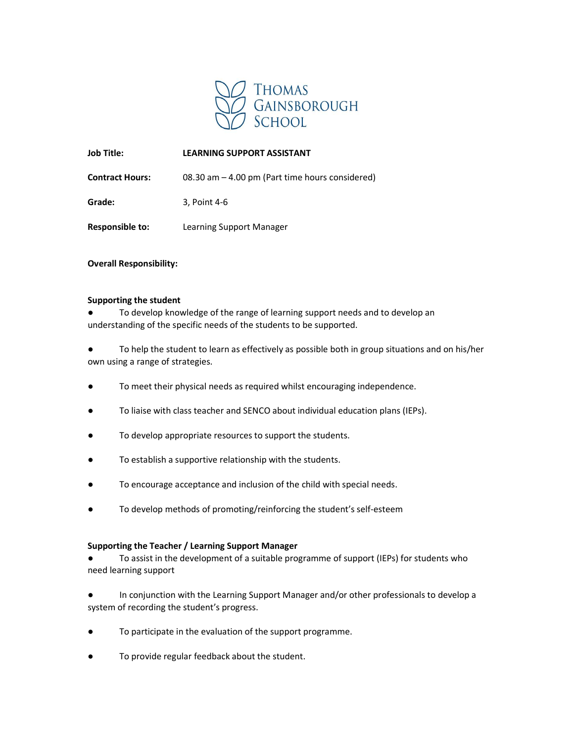# Thomas Gainsborough School

| | |
|---|---|
| **Job Title:** | **LEARNING SUPPORT ASSISTANT** |
| **Contract Hours:** | 08.30 am – 4.00 pm (Part time hours considered) |
| **Grade:** | 3, Point 4-6 |
| **Responsible to:** | Learning Support Manager |

**Overall Responsibility:**

**Supporting the student**

- To develop knowledge of the range of learning support needs and to develop an understanding of the specific needs of the students to be supported.
- To help the student to learn as effectively as possible both in group situations and on his/her own using a range of strategies.
- To meet their physical needs as required whilst encouraging independence.
- To liaise with class teacher and SENCO about individual education plans (IEPs).
- To develop appropriate resources to support the students.
- To establish a supportive relationship with the students.
- To encourage acceptance and inclusion of the child with special needs.
- To develop methods of promoting/reinforcing the student's self-esteem

**Supporting the Teacher / Learning Support Manager**

- To assist in the development of a suitable programme of support (IEPs) for students who need learning support
- In conjunction with the Learning Support Manager and/or other professionals to develop a system of recording the student's progress.
- To participate in the evaluation of the support programme.
- To provide regular feedback about the student.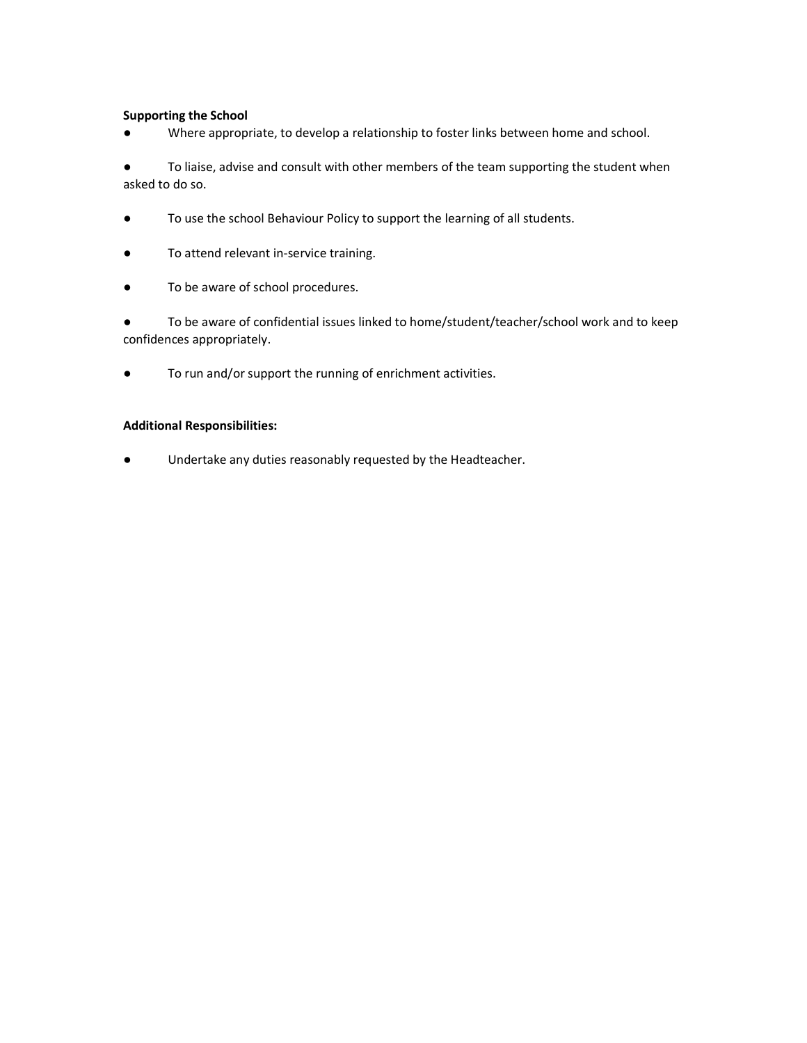**Supporting the School**

- Where appropriate, to develop a relationship to foster links between home and school.
- To liaise, advise and consult with other members of the team supporting the student when asked to do so.
- To use the school Behaviour Policy to support the learning of all students.
- To attend relevant in-service training.
- To be aware of school procedures.
- To be aware of confidential issues linked to home/student/teacher/school work and to keep confidences appropriately.
- To run and/or support the running of enrichment activities.

**Additional Responsibilities:**

- Undertake any duties reasonably requested by the Headteacher.